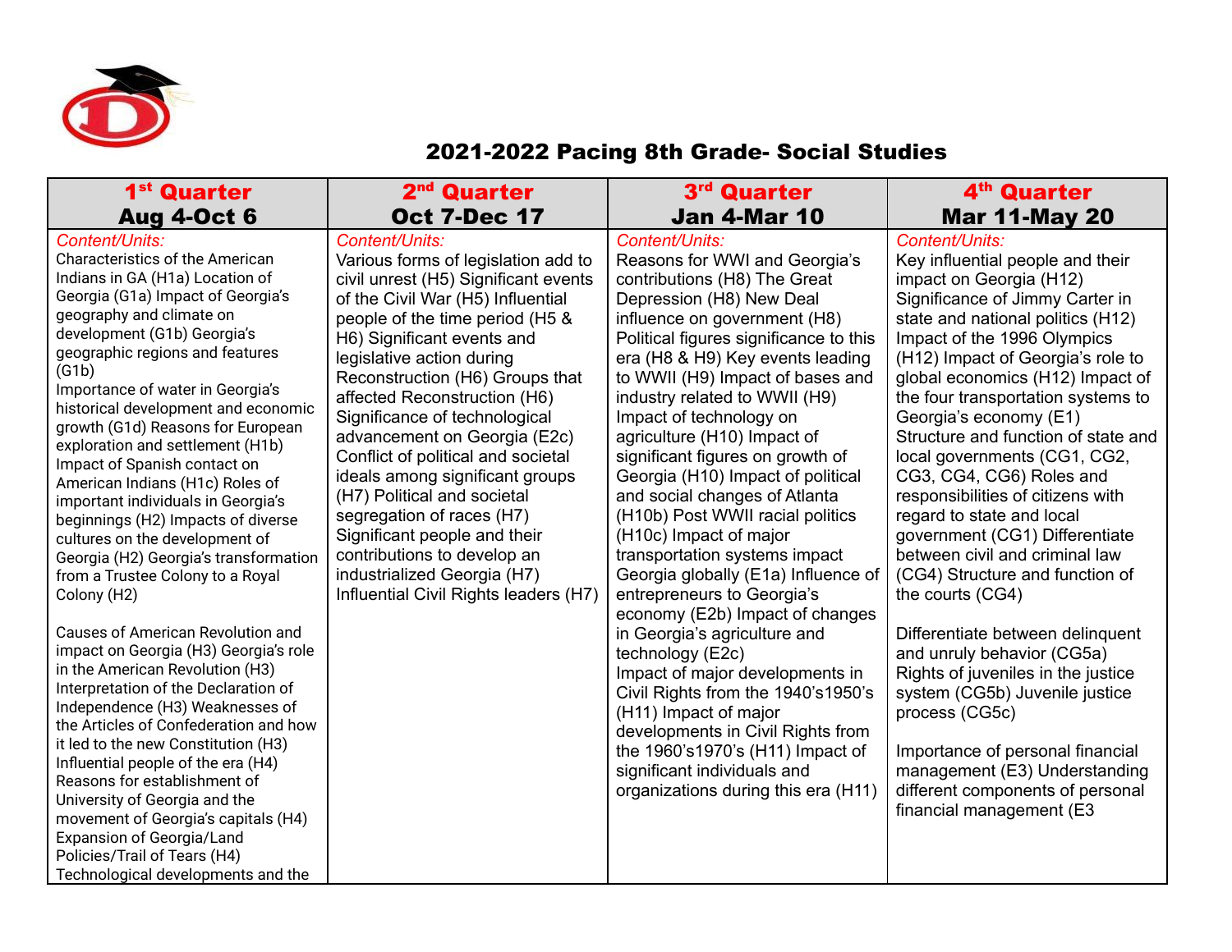# 2021-2022 Pacing 8th Grade- Social Studies

| 1st Quarter<br>Aug 4-Oct 6 | 2nd Quarter<br>Oct 7-Dec 17 | 3rd Quarter<br>Jan 4-Mar 10 | 4th Quarter<br>Mar 11-May 20 |
|---|---|---|---|
| *Content/Units:*<br>Characteristics of the American Indians in GA (H1a) Location of Georgia (G1a) Impact of Georgia's geography and climate on development (G1b) Georgia's geographic regions and features (G1b)<br>Importance of water in Georgia's historical development and economic growth (G1d) Reasons for European exploration and settlement (H1b) Impact of Spanish contact on American Indians (H1c) Roles of important individuals in Georgia's beginnings (H2) Impacts of diverse cultures on the development of Georgia (H2) Georgia's transformation from a Trustee Colony to a Royal Colony (H2)<br><br>Causes of American Revolution and impact on Georgia (H3) Georgia's role in the American Revolution (H3) Interpretation of the Declaration of Independence (H3) Weaknesses of the Articles of Confederation and how it led to the new Constitution (H3) Influential people of the era (H4) Reasons for establishment of University of Georgia and the movement of Georgia's capitals (H4) Expansion of Georgia/Land Policies/Trail of Tears (H4) Technological developments and the | *Content/Units:*<br>Various forms of legislation add to civil unrest (H5) Significant events of the Civil War (H5) Influential people of the time period (H5 & H6) Significant events and legislative action during Reconstruction (H6) Groups that affected Reconstruction (H6) Significance of technological advancement on Georgia (E2c) Conflict of political and societal ideals among significant groups (H7) Political and societal segregation of races (H7) Significant people and their contributions to develop an industrialized Georgia (H7) Influential Civil Rights leaders (H7) | *Content/Units:*<br>Reasons for WWI and Georgia's contributions (H8) The Great Depression (H8) New Deal influence on government (H8) Political figures significance to this era (H8 & H9) Key events leading to WWII (H9) Impact of bases and industry related to WWII (H9) Impact of technology on agriculture (H10) Impact of significant figures on growth of Georgia (H10) Impact of political and social changes of Atlanta (H10b) Post WWII racial politics (H10c) Impact of major transportation systems impact Georgia globally (E1a) Influence of entrepreneurs to Georgia's economy (E2b) Impact of changes in Georgia's agriculture and technology (E2c)<br>Impact of major developments in Civil Rights from the 1940's1950's (H11) Impact of major developments in Civil Rights from the 1960's1970's (H11) Impact of significant individuals and organizations during this era (H11) | *Content/Units:*<br>Key influential people and their impact on Georgia (H12)<br>Significance of Jimmy Carter in state and national politics (H12)<br>Impact of the 1996 Olympics (H12) Impact of Georgia's role to global economics (H12) Impact of the four transportation systems to Georgia's economy (E1)<br>Structure and function of state and local governments (CG1, CG2, CG3, CG4, CG6) Roles and responsibilities of citizens with regard to state and local government (CG1) Differentiate between civil and criminal law (CG4) Structure and function of the courts (CG4)<br><br>Differentiate between delinquent and unruly behavior (CG5a) Rights of juveniles in the justice system (CG5b) Juvenile justice process (CG5c)<br><br>Importance of personal financial management (E3) Understanding different components of personal financial management (E3 |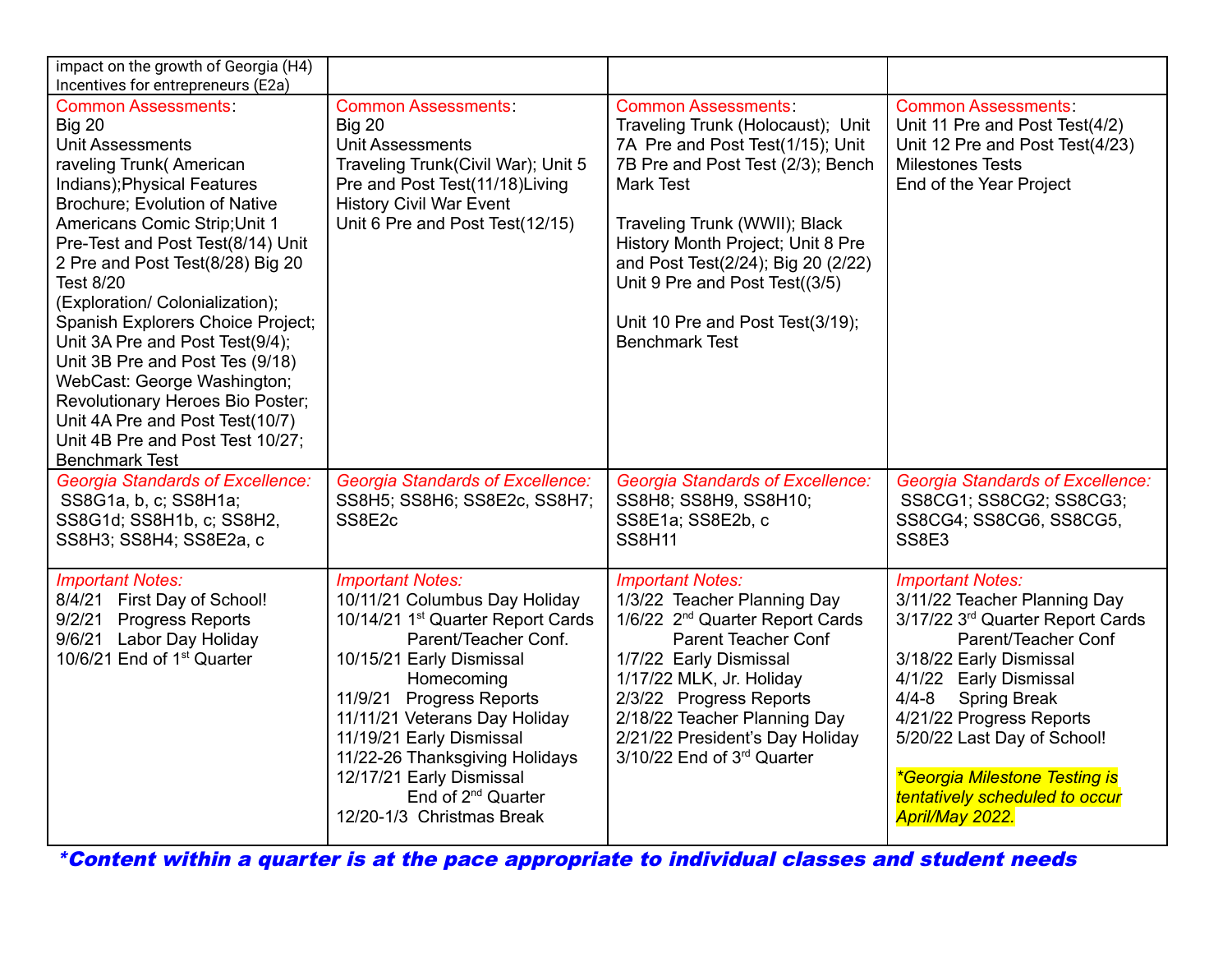| | | | |
|---|---|---|---|
| impact on the growth of Georgia (H4)<br>Incentives for entrepreneurs (E2a) | | | |
| Common Assessments:<br>Big 20<br>Unit Assessments<br>raveling Trunk( American Indians);Physical Features Brochure; Evolution of Native Americans Comic Strip;Unit 1 Pre-Test and Post Test(8/14) Unit 2 Pre and Post Test(8/28) Big 20 Test 8/20<br>(Exploration/ Colonialization);<br>Spanish Explorers Choice Project;<br>Unit 3A Pre and Post Test(9/4);<br>Unit 3B Pre and Post Tes (9/18)<br>WebCast: George Washington;<br>Revolutionary Heroes Bio Poster;<br>Unit 4A Pre and Post Test(10/7)<br>Unit 4B Pre and Post Test 10/27;<br>Benchmark Test | Common Assessments:<br>Big 20<br>Unit Assessments<br>Traveling Trunk(Civil War); Unit 5 Pre and Post Test(11/18)Living History Civil War Event<br>Unit 6 Pre and Post Test(12/15) | Common Assessments:<br>Traveling Trunk (Holocaust); Unit 7A Pre and Post Test(1/15); Unit 7B Pre and Post Test (2/3); Bench Mark Test<br><br>Traveling Trunk (WWII); Black History Month Project; Unit 8 Pre and Post Test(2/24); Big 20 (2/22)<br>Unit 9 Pre and Post Test((3/5)<br><br>Unit 10 Pre and Post Test(3/19);<br>Benchmark Test | Common Assessments:<br>Unit 11 Pre and Post Test(4/2)<br>Unit 12 Pre and Post Test(4/23)<br>Milestones Tests<br>End of the Year Project |
| *Georgia Standards of Excellence:*<br>SS8G1a, b, c; SS8H1a;<br>SS8G1d; SS8H1b, c; SS8H2,<br>SS8H3; SS8H4; SS8E2a, c | *Georgia Standards of Excellence:*<br>SS8H5; SS8H6; SS8E2c, SS8H7;<br>SS8E2c | *Georgia Standards of Excellence:*<br>SS8H8; SS8H9, SS8H10;<br>SS8E1a; SS8E2b, c<br>SS8H11 | *Georgia Standards of Excellence:*<br>SS8CG1; SS8CG2; SS8CG3;<br>SS8CG4; SS8CG6, SS8CG5,<br>SS8E3 |
| *Important Notes:*<br>8/4/21 First Day of School!<br>9/2/21 Progress Reports<br>9/6/21 Labor Day Holiday<br>10/6/21 End of 1st Quarter | *Important Notes:*<br>10/11/21 Columbus Day Holiday<br>10/14/21 1st Quarter Report Cards Parent/Teacher Conf.<br>10/15/21 Early Dismissal Homecoming<br>11/9/21 Progress Reports<br>11/11/21 Veterans Day Holiday<br>11/19/21 Early Dismissal<br>11/22-26 Thanksgiving Holidays<br>12/17/21 Early Dismissal End of 2nd Quarter<br>12/20-1/3 Christmas Break | *Important Notes:*<br>1/3/22 Teacher Planning Day<br>1/6/22 2nd Quarter Report Cards Parent Teacher Conf<br>1/7/22 Early Dismissal<br>1/17/22 MLK, Jr. Holiday<br>2/3/22 Progress Reports<br>2/18/22 Teacher Planning Day<br>2/21/22 President's Day Holiday<br>3/10/22 End of 3rd Quarter | *Important Notes:*<br>3/11/22 Teacher Planning Day<br>3/17/22 3rd Quarter Report Cards Parent/Teacher Conf<br>3/18/22 Early Dismissal<br>4/1/22 Early Dismissal<br>4/4-8 Spring Break<br>4/21/22 Progress Reports<br>5/20/22 Last Day of School!<br><br>*\*Georgia Milestone Testing is tentatively scheduled to occur April/May 2022.* |

***Content within a quarter is at the pace appropriate to individual classes and student needs**